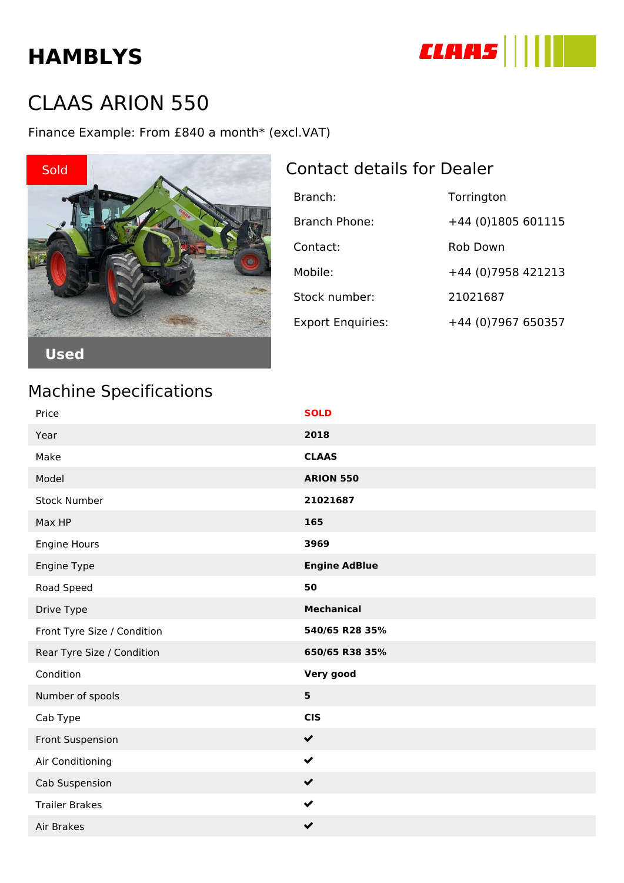# HAMBLYS

## CLAAS ARION 550

Finance Example: From £840 a month* (excl.VAT)

Sold

Used

## Contact details for Dealer

| | |
|---|---|
| Branch: | Torrington |
| Branch Phone: | +44 (0)1805 601115 |
| Contact: | Rob Down |
| Mobile: | +44 (0)7958 421213 |
| Stock number: | 21021687 |
| Export Enquiries: | +44 (0)7967 650357 |

## Machine Specifications

| | |
|---|---|
| Price | **SOLD** |
| Year | **2018** |
| Make | **CLAAS** |
| Model | **ARION 550** |
| Stock Number | **21021687** |
| Max HP | **165** |
| Engine Hours | **3969** |
| Engine Type | **Engine AdBlue** |
| Road Speed | **50** |
| Drive Type | **Mechanical** |
| Front Tyre Size / Condition | **540/65 R28 35%** |
| Rear Tyre Size / Condition | **650/65 R38 35%** |
| Condition | **Very good** |
| Number of spools | **5** |
| Cab Type | **CIS** |
| Front Suspension | ✔ |
| Air Conditioning | ✔ |
| Cab Suspension | ✔ |
| Trailer Brakes | ✔ |
| Air Brakes | ✔ |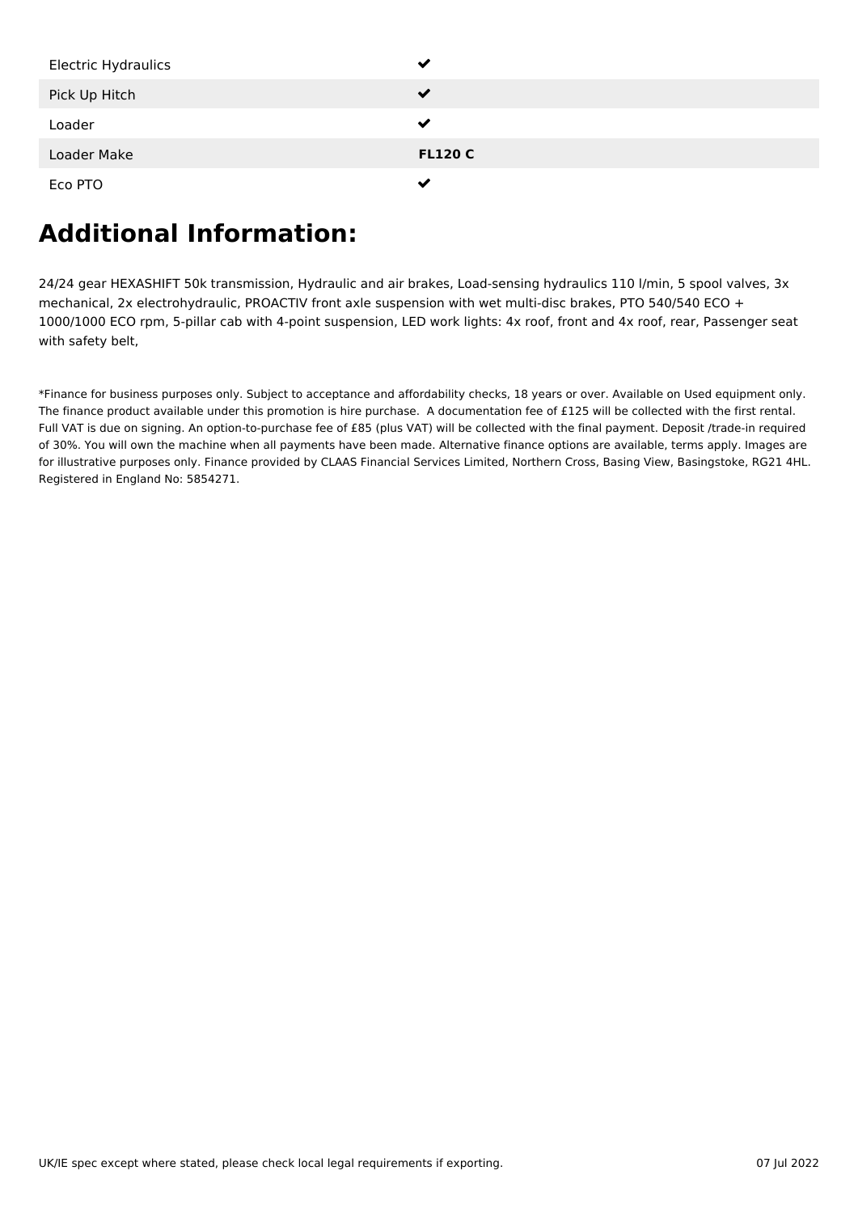| | |
|---|---|
| Electric Hydraulics | ✔ |
| Pick Up Hitch | ✔ |
| Loader | ✔ |
| Loader Make | **FL120 C** |
| Eco PTO | ✔ |

## Additional Information:

24/24 gear HEXASHIFT 50k transmission, Hydraulic and air brakes, Load-sensing hydraulics 110 l/min, 5 spool valves, 3x mechanical, 2x electrohydraulic, PROACTIV front axle suspension with wet multi-disc brakes, PTO 540/540 ECO + 1000/1000 ECO rpm, 5-pillar cab with 4-point suspension, LED work lights: 4x roof, front and 4x roof, rear, Passenger seat with safety belt,

*Finance for business purposes only. Subject to acceptance and affordability checks, 18 years or over. Available on Used equipment only. The finance product available under this promotion is hire purchase. A documentation fee of £125 will be collected with the first rental. Full VAT is due on signing. An option-to-purchase fee of £85 (plus VAT) will be collected with the final payment. Deposit /trade-in required of 30%. You will own the machine when all payments have been made. Alternative finance options are available, terms apply. Images are for illustrative purposes only. Finance provided by CLAAS Financial Services Limited, Northern Cross, Basing View, Basingstoke, RG21 4HL. Registered in England No: 5854271.

UK/IE spec except where stated, please check local legal requirements if exporting.

07 Jul 2022